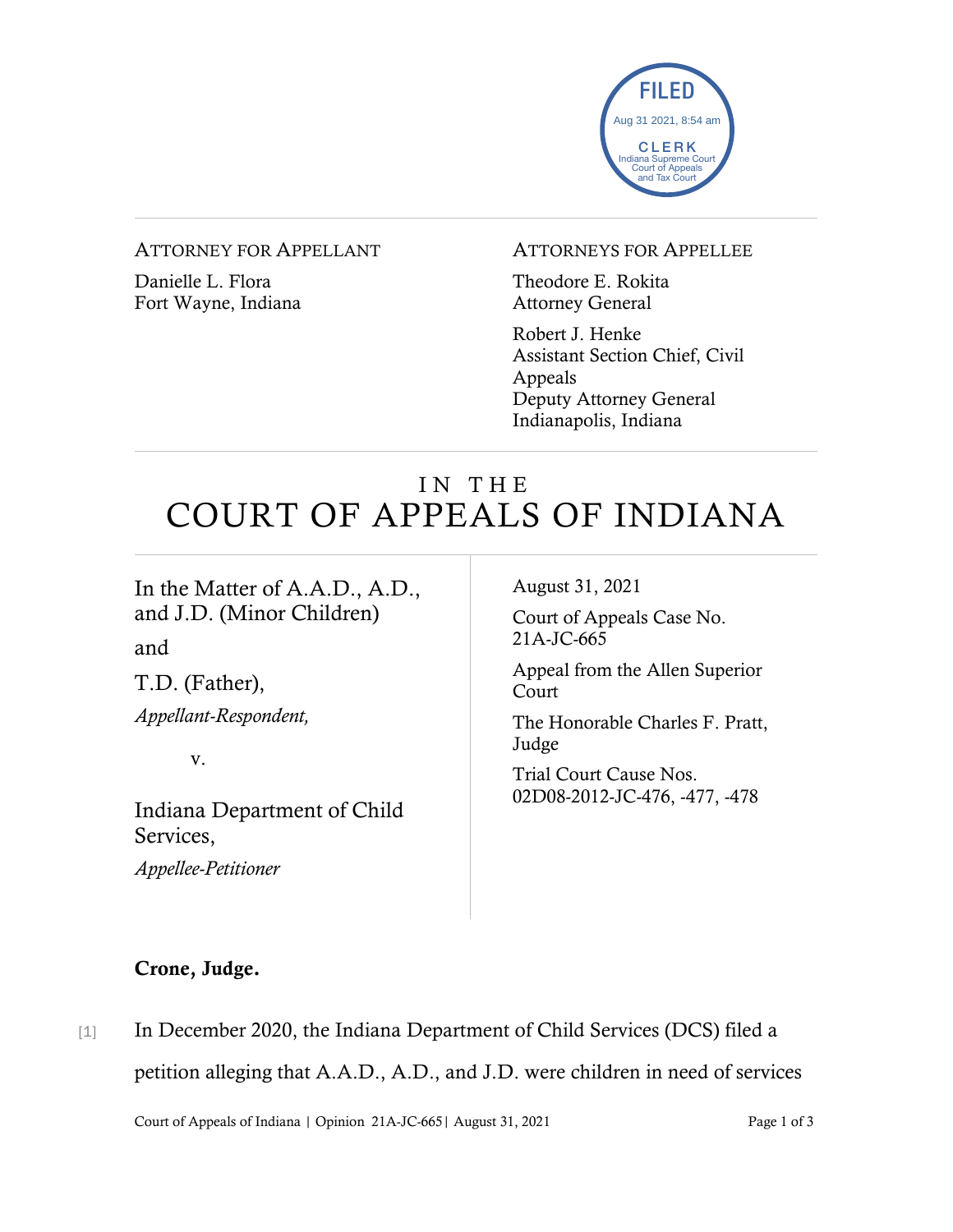FILED
Aug 31 2021, 8:54 am
CLERK
Indiana Supreme Court
Court of Appeals
and Tax Court

---

ATTORNEY FOR APPELLANT

Danielle L. Flora
Fort Wayne, Indiana

ATTORNEYS FOR APPELLEE

Theodore E. Rokita
Attorney General

Robert J. Henke
Assistant Section Chief, Civil Appeals
Deputy Attorney General
Indianapolis, Indiana

---

# IN THE COURT OF APPEALS OF INDIANA

In the Matter of A.A.D., A.D., and J.D. (Minor Children)

and

T.D. (Father),

*Appellant-Respondent,*

v.

Indiana Department of Child Services,

*Appellee-Petitioner*

August 31, 2021

Court of Appeals Case No. 21A-JC-665

Appeal from the Allen Superior Court

The Honorable Charles F. Pratt, Judge

Trial Court Cause Nos. 02D08-2012-JC-476, -477, -478

**Crone, Judge.**

[1] In December 2020, the Indiana Department of Child Services (DCS) filed a petition alleging that A.A.D., A.D., and J.D. were children in need of services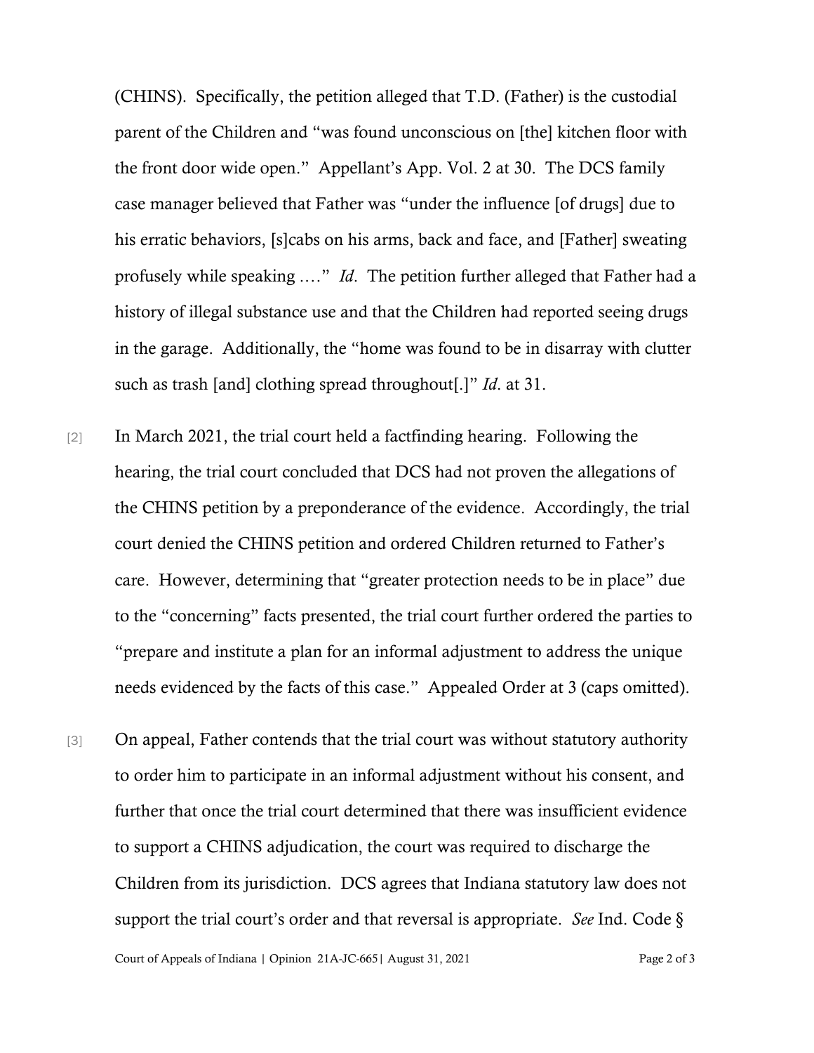(CHINS). Specifically, the petition alleged that T.D. (Father) is the custodial parent of the Children and "was found unconscious on [the] kitchen floor with the front door wide open." Appellant's App. Vol. 2 at 30. The DCS family case manager believed that Father was "under the influence [of drugs] due to his erratic behaviors, [s]cabs on his arms, back and face, and [Father] sweating profusely while speaking …." *Id*. The petition further alleged that Father had a history of illegal substance use and that the Children had reported seeing drugs in the garage. Additionally, the "home was found to be in disarray with clutter such as trash [and] clothing spread throughout[.]" *Id*. at 31.

[2] In March 2021, the trial court held a factfinding hearing. Following the hearing, the trial court concluded that DCS had not proven the allegations of the CHINS petition by a preponderance of the evidence. Accordingly, the trial court denied the CHINS petition and ordered Children returned to Father's care. However, determining that "greater protection needs to be in place" due to the "concerning" facts presented, the trial court further ordered the parties to "prepare and institute a plan for an informal adjustment to address the unique needs evidenced by the facts of this case." Appealed Order at 3 (caps omitted).

[3] On appeal, Father contends that the trial court was without statutory authority to order him to participate in an informal adjustment without his consent, and further that once the trial court determined that there was insufficient evidence to support a CHINS adjudication, the court was required to discharge the Children from its jurisdiction. DCS agrees that Indiana statutory law does not support the trial court's order and that reversal is appropriate. *See* Ind. Code §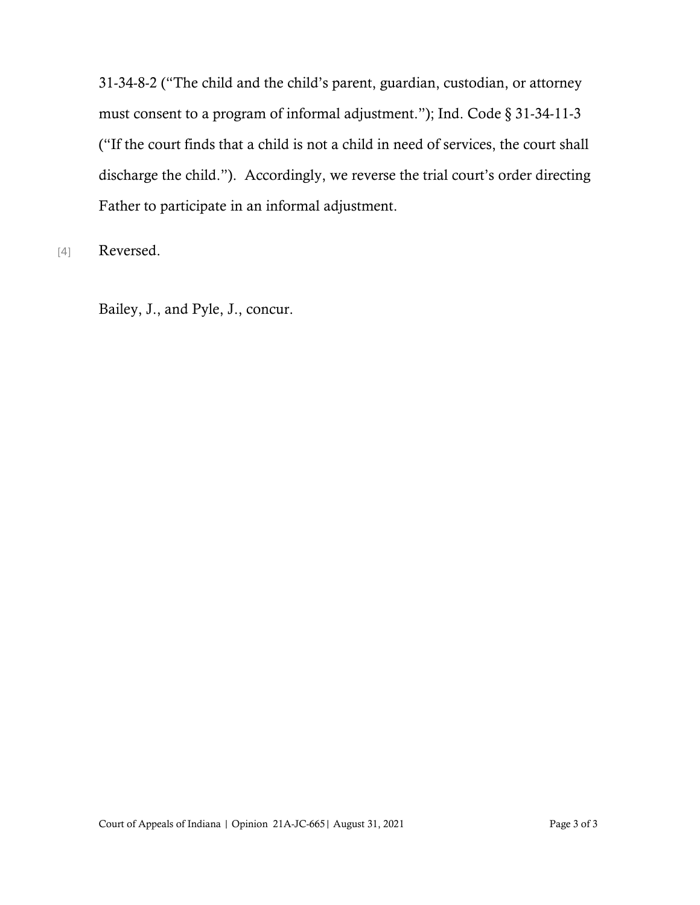31-34-8-2 ("The child and the child's parent, guardian, custodian, or attorney must consent to a program of informal adjustment."); Ind. Code § 31-34-11-3 ("If the court finds that a child is not a child in need of services, the court shall discharge the child."). Accordingly, we reverse the trial court's order directing Father to participate in an informal adjustment.

[4] Reversed.

Bailey, J., and Pyle, J., concur.